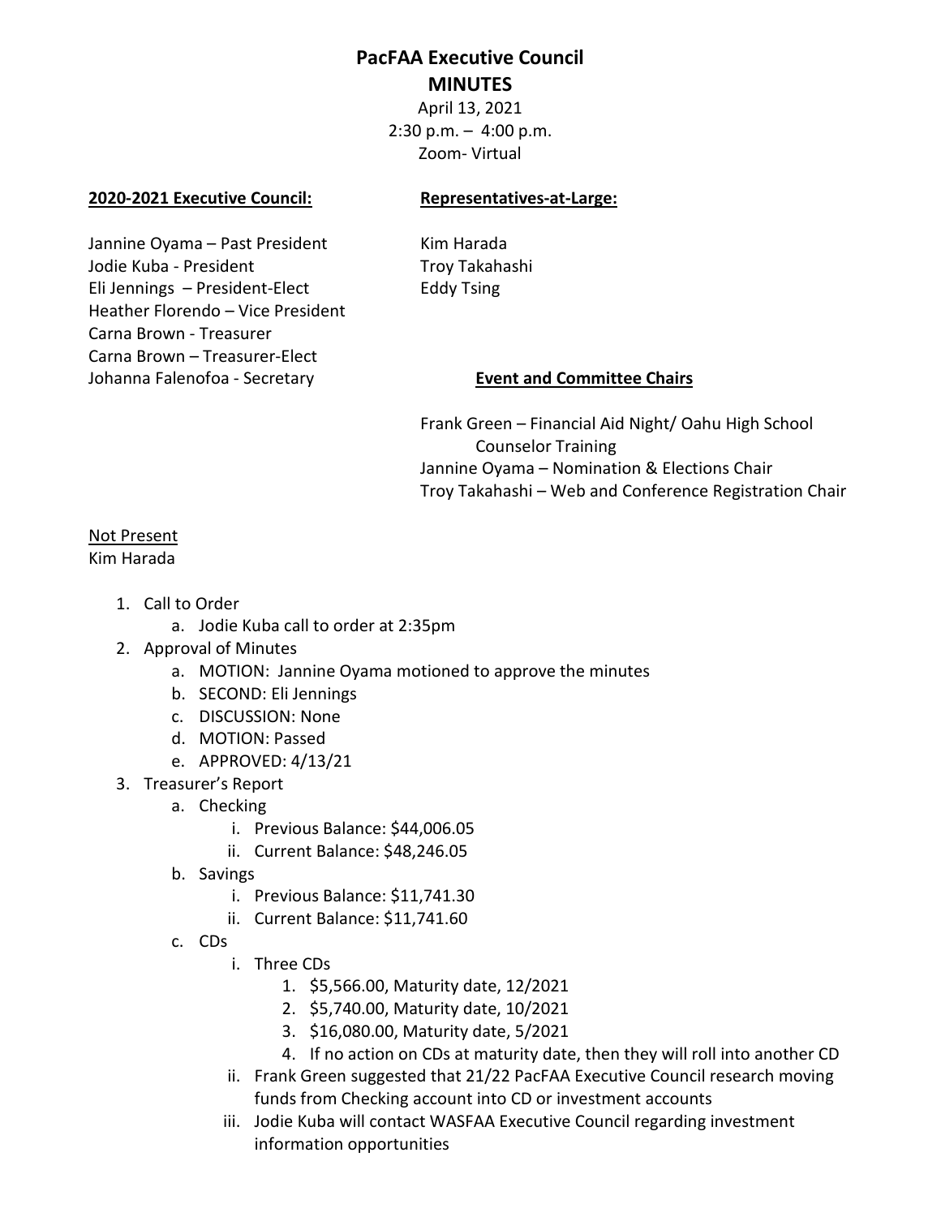# PacFAA Executive Council
## MINUTES

April 13, 2021
2:30 p.m. – 4:00 p.m.
Zoom- Virtual

**2020-2021 Executive Council:**

Jannine Oyama – Past President
Jodie Kuba - President
Eli Jennings – President-Elect
Heather Florendo – Vice President
Carna Brown - Treasurer
Carna Brown – Treasurer-Elect
Johanna Falenofoa - Secretary

**Representatives-at-Large:**

Kim Harada
Troy Takahashi
Eddy Tsing

**Event and Committee Chairs**

Frank Green – Financial Aid Night/ Oahu High School Counselor Training
Jannine Oyama – Nomination & Elections Chair
Troy Takahashi – Web and Conference Registration Chair

Not Present
Kim Harada

1. Call to Order
   a. Jodie Kuba call to order at 2:35pm
2. Approval of Minutes
   a. MOTION: Jannine Oyama motioned to approve the minutes
   b. SECOND: Eli Jennings
   c. DISCUSSION: None
   d. MOTION: Passed
   e. APPROVED: 4/13/21
3. Treasurer's Report
   a. Checking
      i. Previous Balance: $44,006.05
      ii. Current Balance: $48,246.05
   b. Savings
      i. Previous Balance: $11,741.30
      ii. Current Balance: $11,741.60
   c. CDs
      i. Three CDs
         1. $5,566.00, Maturity date, 12/2021
         2. $5,740.00, Maturity date, 10/2021
         3. $16,080.00, Maturity date, 5/2021
         4. If no action on CDs at maturity date, then they will roll into another CD
      ii. Frank Green suggested that 21/22 PacFAA Executive Council research moving funds from Checking account into CD or investment accounts
      iii. Jodie Kuba will contact WASFAA Executive Council regarding investment information opportunities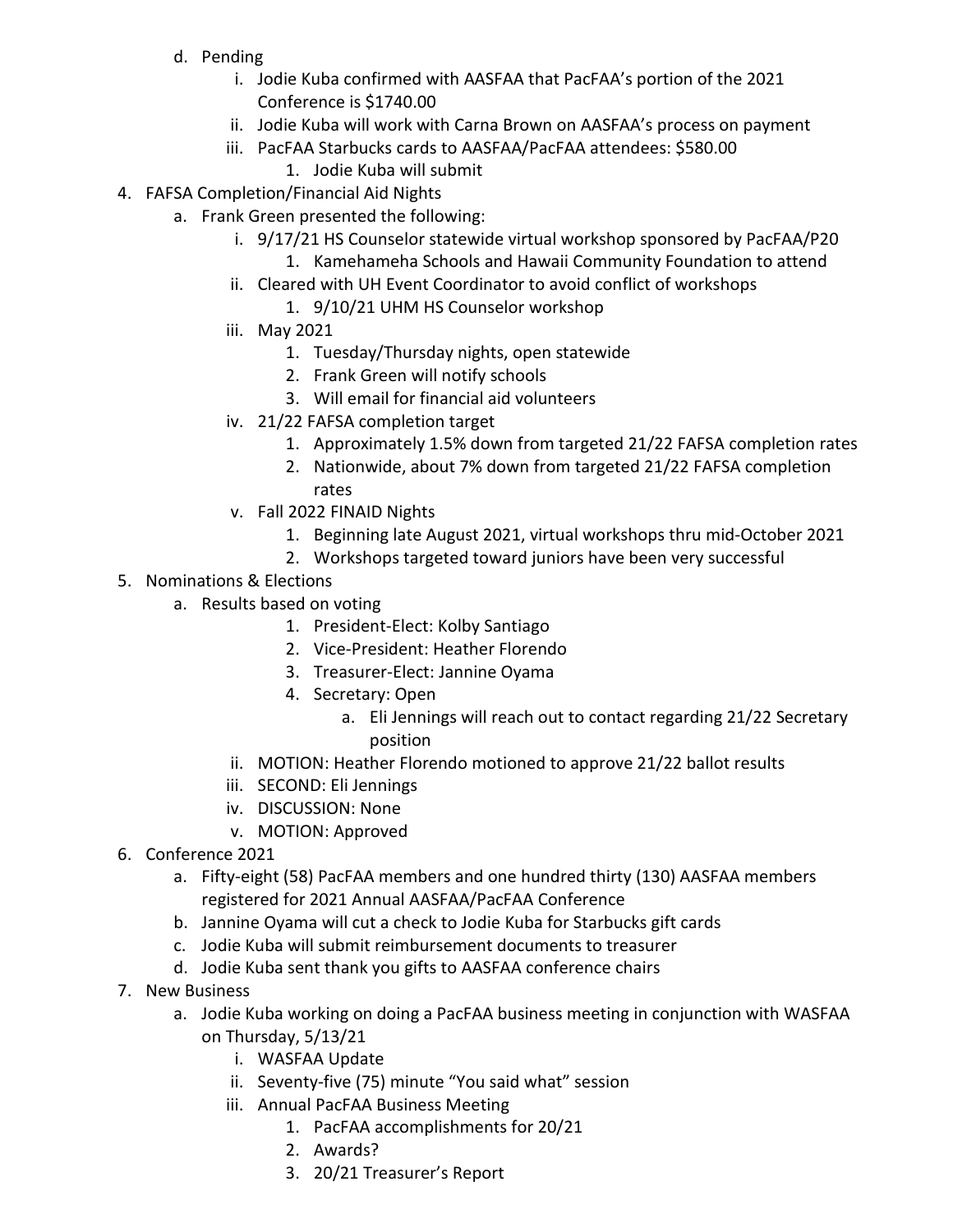d. Pending
      i. Jodie Kuba confirmed with AASFAA that PacFAA's portion of the 2021 Conference is $1740.00
      ii. Jodie Kuba will work with Carna Brown on AASFAA's process on payment
      iii. PacFAA Starbucks cards to AASFAA/PacFAA attendees: $580.00
         1. Jodie Kuba will submit

4. FAFSA Completion/Financial Aid Nights
   a. Frank Green presented the following:
      i. 9/17/21 HS Counselor statewide virtual workshop sponsored by PacFAA/P20
         1. Kamehameha Schools and Hawaii Community Foundation to attend
      ii. Cleared with UH Event Coordinator to avoid conflict of workshops
         1. 9/10/21 UHM HS Counselor workshop
      iii. May 2021
         1. Tuesday/Thursday nights, open statewide
         2. Frank Green will notify schools
         3. Will email for financial aid volunteers
      iv. 21/22 FAFSA completion target
         1. Approximately 1.5% down from targeted 21/22 FAFSA completion rates
         2. Nationwide, about 7% down from targeted 21/22 FAFSA completion rates
      v. Fall 2022 FINAID Nights
         1. Beginning late August 2021, virtual workshops thru mid-October 2021
         2. Workshops targeted toward juniors have been very successful

5. Nominations & Elections
   a. Results based on voting
         1. President-Elect: Kolby Santiago
         2. Vice-President: Heather Florendo
         3. Treasurer-Elect: Jannine Oyama
         4. Secretary: Open
            a. Eli Jennings will reach out to contact regarding 21/22 Secretary position
      ii. MOTION: Heather Florendo motioned to approve 21/22 ballot results
      iii. SECOND: Eli Jennings
      iv. DISCUSSION: None
      v. MOTION: Approved

6. Conference 2021
   a. Fifty-eight (58) PacFAA members and one hundred thirty (130) AASFAA members registered for 2021 Annual AASFAA/PacFAA Conference
   b. Jannine Oyama will cut a check to Jodie Kuba for Starbucks gift cards
   c. Jodie Kuba will submit reimbursement documents to treasurer
   d. Jodie Kuba sent thank you gifts to AASFAA conference chairs

7. New Business
   a. Jodie Kuba working on doing a PacFAA business meeting in conjunction with WASFAA on Thursday, 5/13/21
      i. WASFAA Update
      ii. Seventy-five (75) minute "You said what" session
      iii. Annual PacFAA Business Meeting
         1. PacFAA accomplishments for 20/21
         2. Awards?
         3. 20/21 Treasurer's Report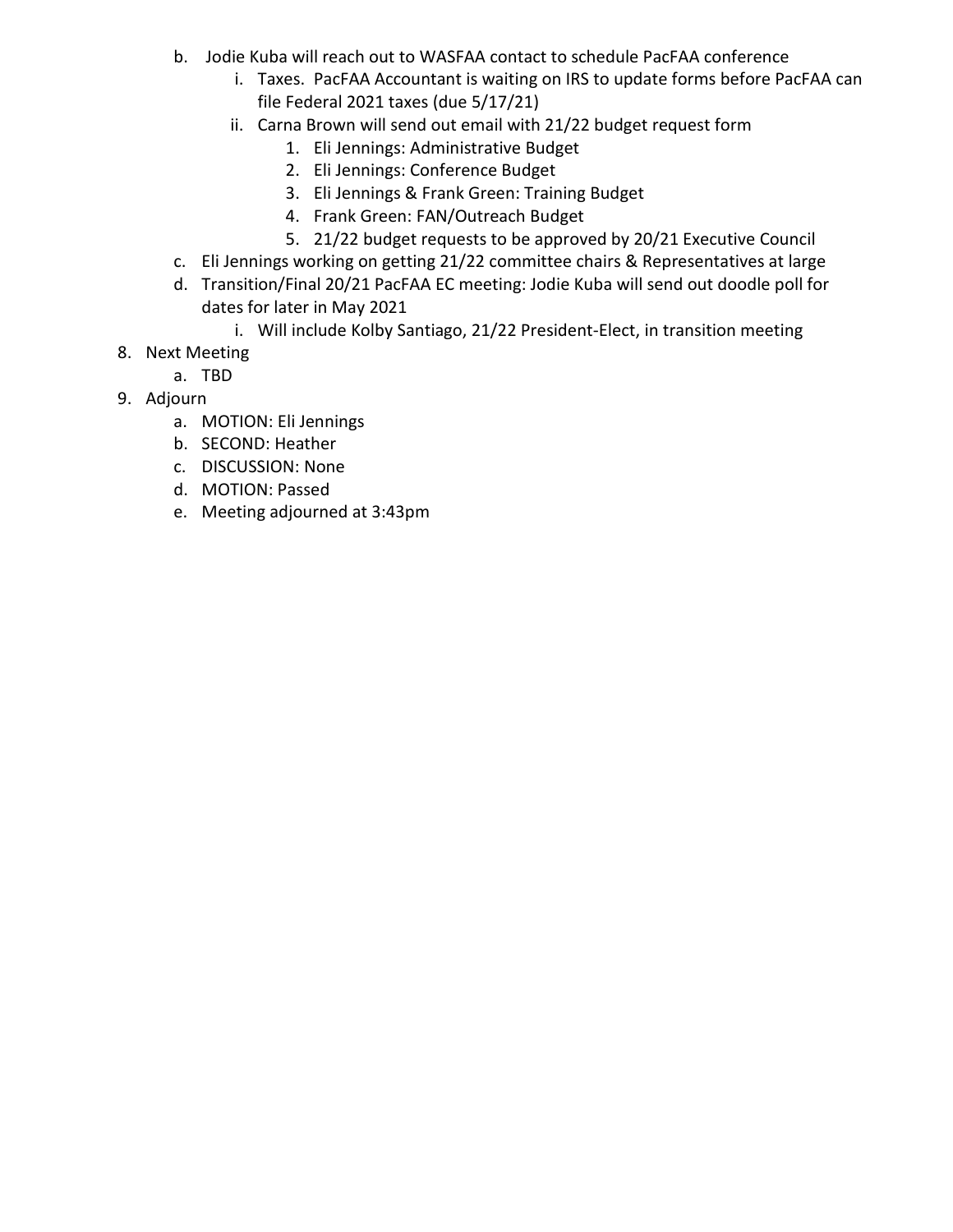b. Jodie Kuba will reach out to WASFAA contact to schedule PacFAA conference
      i. Taxes. PacFAA Accountant is waiting on IRS to update forms before PacFAA can file Federal 2021 taxes (due 5/17/21)
      ii. Carna Brown will send out email with 21/22 budget request form
         1. Eli Jennings: Administrative Budget
         2. Eli Jennings: Conference Budget
         3. Eli Jennings & Frank Green: Training Budget
         4. Frank Green: FAN/Outreach Budget
         5. 21/22 budget requests to be approved by 20/21 Executive Council
   c. Eli Jennings working on getting 21/22 committee chairs & Representatives at large
   d. Transition/Final 20/21 PacFAA EC meeting: Jodie Kuba will send out doodle poll for dates for later in May 2021
      i. Will include Kolby Santiago, 21/22 President-Elect, in transition meeting

8. Next Meeting
   a. TBD
9. Adjourn
   a. MOTION: Eli Jennings
   b. SECOND: Heather
   c. DISCUSSION: None
   d. MOTION: Passed
   e. Meeting adjourned at 3:43pm